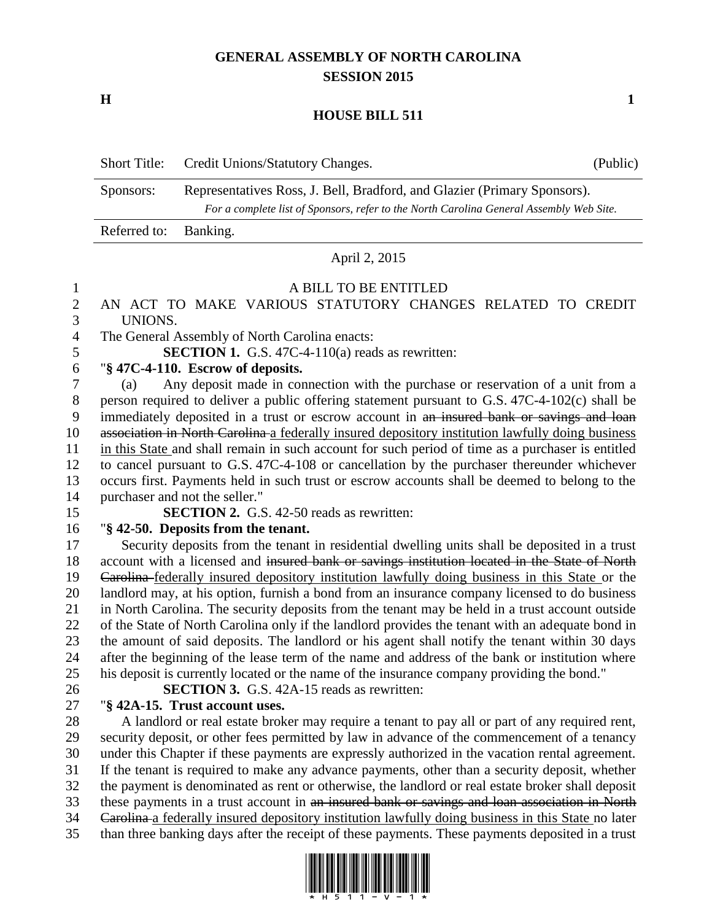# GENERAL ASSEMBLY OF NORTH CAROLINA
## SESSION 2015

**H** **1**

## HOUSE BILL 511

| Short Title: | Credit Unions/Statutory Changes. | (Public) |
|---|---|---|
| Sponsors: | Representatives Ross, J. Bell, Bradford, and Glazier (Primary Sponsors). *For a complete list of Sponsors, refer to the North Carolina General Assembly Web Site.* | |
| Referred to: | Banking. | |

April 2, 2015

A BILL TO BE ENTITLED

AN ACT TO MAKE VARIOUS STATUTORY CHANGES RELATED TO CREDIT UNIONS.

The General Assembly of North Carolina enacts:

**SECTION 1.** G.S. 47C-4-110(a) reads as rewritten:

"**§ 47C-4-110. Escrow of deposits.**

(a) Any deposit made in connection with the purchase or reservation of a unit from a person required to deliver a public offering statement pursuant to G.S. 47C-4-102(c) shall be immediately deposited in a trust or escrow account in ~~an insured bank or savings and loan association in North Carolina~~ a federally insured depository institution lawfully doing business in this State and shall remain in such account for such period of time as a purchaser is entitled to cancel pursuant to G.S. 47C-4-108 or cancellation by the purchaser thereunder whichever occurs first. Payments held in such trust or escrow accounts shall be deemed to belong to the purchaser and not the seller."

**SECTION 2.** G.S. 42-50 reads as rewritten:

"**§ 42-50. Deposits from the tenant.**

Security deposits from the tenant in residential dwelling units shall be deposited in a trust account with a licensed and ~~insured bank or savings institution located in the State of North Carolina~~ federally insured depository institution lawfully doing business in this State or the landlord may, at his option, furnish a bond from an insurance company licensed to do business in North Carolina. The security deposits from the tenant may be held in a trust account outside of the State of North Carolina only if the landlord provides the tenant with an adequate bond in the amount of said deposits. The landlord or his agent shall notify the tenant within 30 days after the beginning of the lease term of the name and address of the bank or institution where his deposit is currently located or the name of the insurance company providing the bond."

**SECTION 3.** G.S. 42A-15 reads as rewritten:

"**§ 42A-15. Trust account uses.**

A landlord or real estate broker may require a tenant to pay all or part of any required rent, security deposit, or other fees permitted by law in advance of the commencement of a tenancy under this Chapter if these payments are expressly authorized in the vacation rental agreement. If the tenant is required to make any advance payments, other than a security deposit, whether the payment is denominated as rent or otherwise, the landlord or real estate broker shall deposit these payments in a trust account in ~~an insured bank or savings and loan association in North Carolina~~ a federally insured depository institution lawfully doing business in this State no later than three banking days after the receipt of these payments. These payments deposited in a trust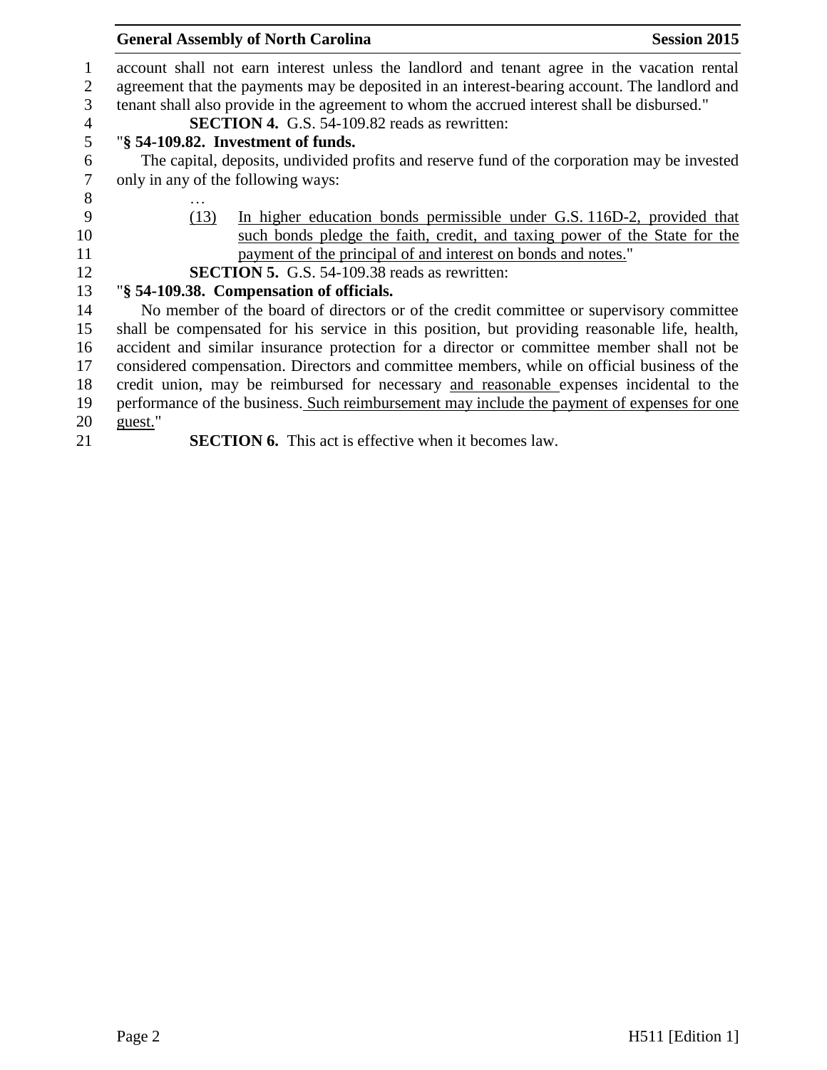account shall not earn interest unless the landlord and tenant agree in the vacation rental agreement that the payments may be deposited in an interest-bearing account. The landlord and tenant shall also provide in the agreement to whom the accrued interest shall be disbursed."

**SECTION 4.** G.S. 54-109.82 reads as rewritten:

"**§ 54-109.82. Investment of funds.**

The capital, deposits, undivided profits and reserve fund of the corporation may be invested only in any of the following ways:

…

<u>(13)</u> <u>In higher education bonds permissible under G.S. 116D-2, provided that such bonds pledge the faith, credit, and taxing power of the State for the payment of the principal of and interest on bonds and notes.</u>"

**SECTION 5.** G.S. 54-109.38 reads as rewritten:

"**§ 54-109.38. Compensation of officials.**

No member of the board of directors or of the credit committee or supervisory committee shall be compensated for his service in this position, but providing reasonable life, health, accident and similar insurance protection for a director or committee member shall not be considered compensation. Directors and committee members, while on official business of the credit union, may be reimbursed for necessary <u>and reasonable</u> expenses incidental to the performance of the business. <u>Such reimbursement may include the payment of expenses for one guest.</u>"

**SECTION 6.** This act is effective when it becomes law.